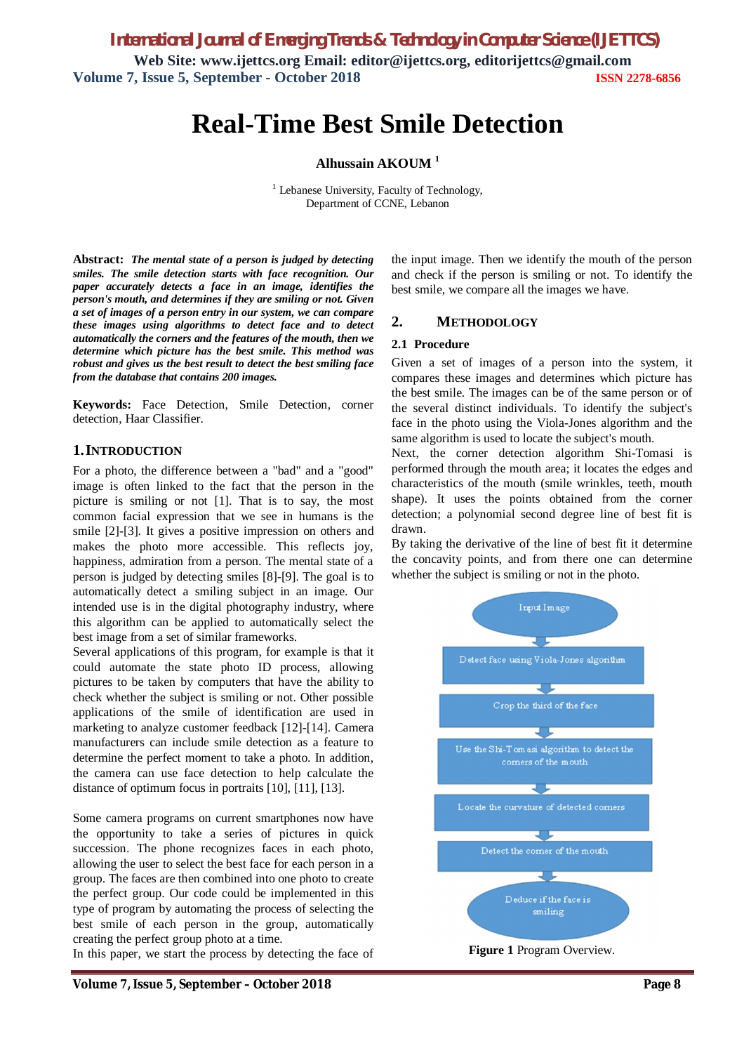# Real-Time Best Smile Detection

**Alhussain AKOUM** [1]

[1] Lebanese University, Faculty of Technology, Department of CCNE, Lebanon

**Abstract:** ***The mental state of a person is judged by detecting smiles. The smile detection starts with face recognition. Our paper accurately detects a face in an image, identifies the person's mouth, and determines if they are smiling or not. Given a set of images of a person entry in our system, we can compare these images using algorithms to detect face and to detect automatically the corners and the features of the mouth, then we determine which picture has the best smile. This method was robust and gives us the best result to detect the best smiling face from the database that contains 200 images.***

**Keywords:** Face Detection, Smile Detection, corner detection, Haar Classifier.

## 1. INTRODUCTION

For a photo, the difference between a "bad" and a "good" image is often linked to the fact that the person in the picture is smiling or not [1]. That is to say, the most common facial expression that we see in humans is the smile [2]-[3]. It gives a positive impression on others and makes the photo more accessible. This reflects joy, happiness, admiration from a person. The mental state of a person is judged by detecting smiles [8]-[9]. The goal is to automatically detect a smiling subject in an image. Our intended use is in the digital photography industry, where this algorithm can be applied to automatically select the best image from a set of similar frameworks.

Several applications of this program, for example is that it could automate the state photo ID process, allowing pictures to be taken by computers that have the ability to check whether the subject is smiling or not. Other possible applications of the smile of identification are used in marketing to analyze customer feedback [12]-[14]. Camera manufacturers can include smile detection as a feature to determine the perfect moment to take a photo. In addition, the camera can use face detection to help calculate the distance of optimum focus in portraits [10], [11], [13].

Some camera programs on current smartphones now have the opportunity to take a series of pictures in quick succession. The phone recognizes faces in each photo, allowing the user to select the best face for each person in a group. The faces are then combined into one photo to create the perfect group. Our code could be implemented in this type of program by automating the process of selecting the best smile of each person in the group, automatically creating the perfect group photo at a time.

In this paper, we start the process by detecting the face of the input image. Then we identify the mouth of the person and check if the person is smiling or not. To identify the best smile, we compare all the images we have.

## 2. METHODOLOGY

### 2.1 Procedure

Given a set of images of a person into the system, it compares these images and determines which picture has the best smile. The images can be of the same person or of the several distinct individuals. To identify the subject's face in the photo using the Viola-Jones algorithm and the same algorithm is used to locate the subject's mouth.

Next, the corner detection algorithm Shi-Tomasi is performed through the mouth area; it locates the edges and characteristics of the mouth (smile wrinkles, teeth, mouth shape). It uses the points obtained from the corner detection; a polynomial second degree line of best fit is drawn.

By taking the derivative of the line of best fit it determine the concavity points, and from there one can determine whether the subject is smiling or not in the photo.

Input Image → Detect face using Viola-Jones algorithm → Crop the third of the face → Use the Shi-Tomasi algorithm to detect the corners of the mouth → Locate the curvature of detected corners → Detect the corner of the mouth → Deduce if the face is smiling

**Figure 1** Program Overview.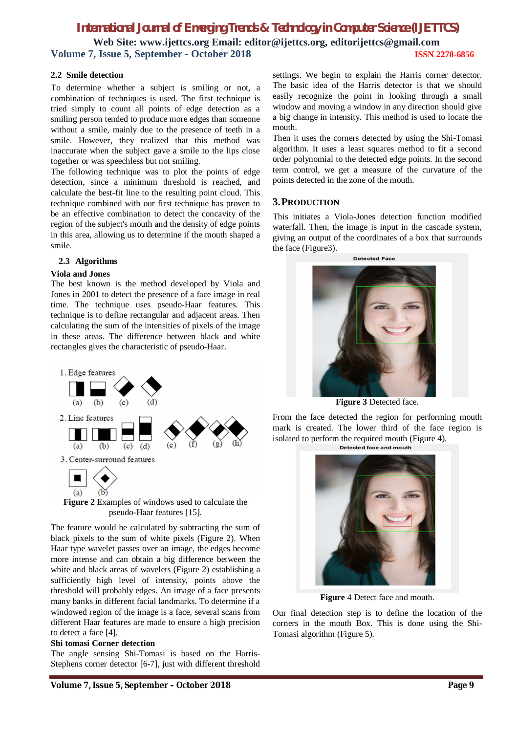### 2.2 Smile detection

To determine whether a subject is smiling or not, a combination of techniques is used. The first technique is tried simply to count all points of edge detection as a smiling person tended to produce more edges than someone without a smile, mainly due to the presence of teeth in a smile. However, they realized that this method was inaccurate when the subject gave a smile to the lips close together or was speechless but not smiling.

The following technique was to plot the points of edge detection, since a minimum threshold is reached, and calculate the best-fit line to the resulting point cloud. This technique combined with our first technique has proven to be an effective combination to detect the concavity of the region of the subject's mouth and the density of edge points in this area, allowing us to determine if the mouth shaped a smile.

### 2.3 Algorithms

**Viola and Jones**

The best known is the method developed by Viola and Jones in 2001 to detect the presence of a face image in real time. The technique uses pseudo-Haar features. This technique is to define rectangular and adjacent areas. Then calculating the sum of the intensities of pixels of the image in these areas. The difference between black and white rectangles gives the characteristic of pseudo-Haar.

**Figure 2** Examples of windows used to calculate the pseudo-Haar features [15].

The feature would be calculated by subtracting the sum of black pixels to the sum of white pixels (Figure 2). When Haar type wavelet passes over an image, the edges become more intense and can obtain a big difference between the white and black areas of wavelets (Figure 2) establishing a sufficiently high level of intensity, points above the threshold will probably edges. An image of a face presents many banks in different facial landmarks. To determine if a windowed region of the image is a face, several scans from different Haar features are made to ensure a high precision to detect a face [4].

**Shi tomasi Corner detection**

The angle sensing Shi-Tomasi is based on the Harris-Stephens corner detector [6-7], just with different threshold settings. We begin to explain the Harris corner detector. The basic idea of the Harris detector is that we should easily recognize the point in looking through a small window and moving a window in any direction should give a big change in intensity. This method is used to locate the mouth.

Then it uses the corners detected by using the Shi-Tomasi algorithm. It uses a least squares method to fit a second order polynomial to the detected edge points. In the second term control, we get a measure of the curvature of the points detected in the zone of the mouth.

## 3. PRODUCTION

This initiates a Viola-Jones detection function modified waterfall. Then, the image is input in the cascade system, giving an output of the coordinates of a box that surrounds the face (Figure3).

**Figure 3** Detected face.

From the face detected the region for performing mouth mark is created. The lower third of the face region is isolated to perform the required mouth (Figure 4).

**Figure** 4 Detect face and mouth.

Our final detection step is to define the location of the corners in the mouth Box. This is done using the Shi-Tomasi algorithm (Figure 5).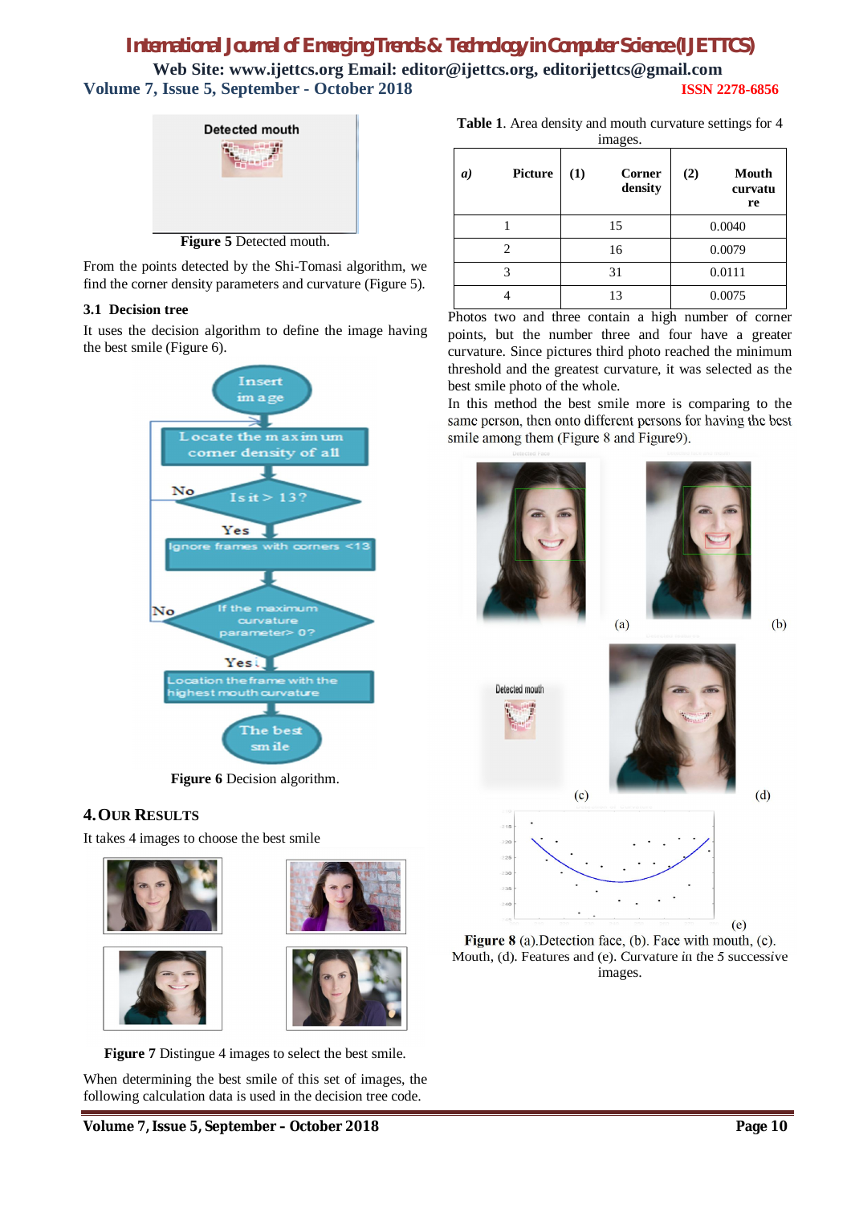Figure 5 Detected mouth.

From the points detected by the Shi-Tomasi algorithm, we find the corner density parameters and curvature (Figure 5).

### 3.1 Decision tree

It uses the decision algorithm to define the image having the best smile (Figure 6).

Figure 6 Decision algorithm.

## 4. OUR RESULTS

It takes 4 images to choose the best smile

Figure 7 Distingue 4 images to select the best smile.

When determining the best smile of this set of images, the following calculation data is used in the decision tree code.

**Table 1**. Area density and mouth curvature settings for 4 images.

| *a)* Picture | (1) Corner density | (2) Mouth curvature |
|---|---|---|
| 1 | 15 | 0.0040 |
| 2 | 16 | 0.0079 |
| 3 | 31 | 0.0111 |
| 4 | 13 | 0.0075 |

Photos two and three contain a high number of corner points, but the number three and four have a greater curvature. Since pictures third photo reached the minimum threshold and the greatest curvature, it was selected as the best smile photo of the whole.

In this method the best smile more is comparing to the same person, then onto different persons for having the best smile among them (Figure 8 and Figure9).

**Figure 8** (a).Detection face, (b). Face with mouth, (c). Mouth, (d). Features and (e). Curvature in the 5 successive images.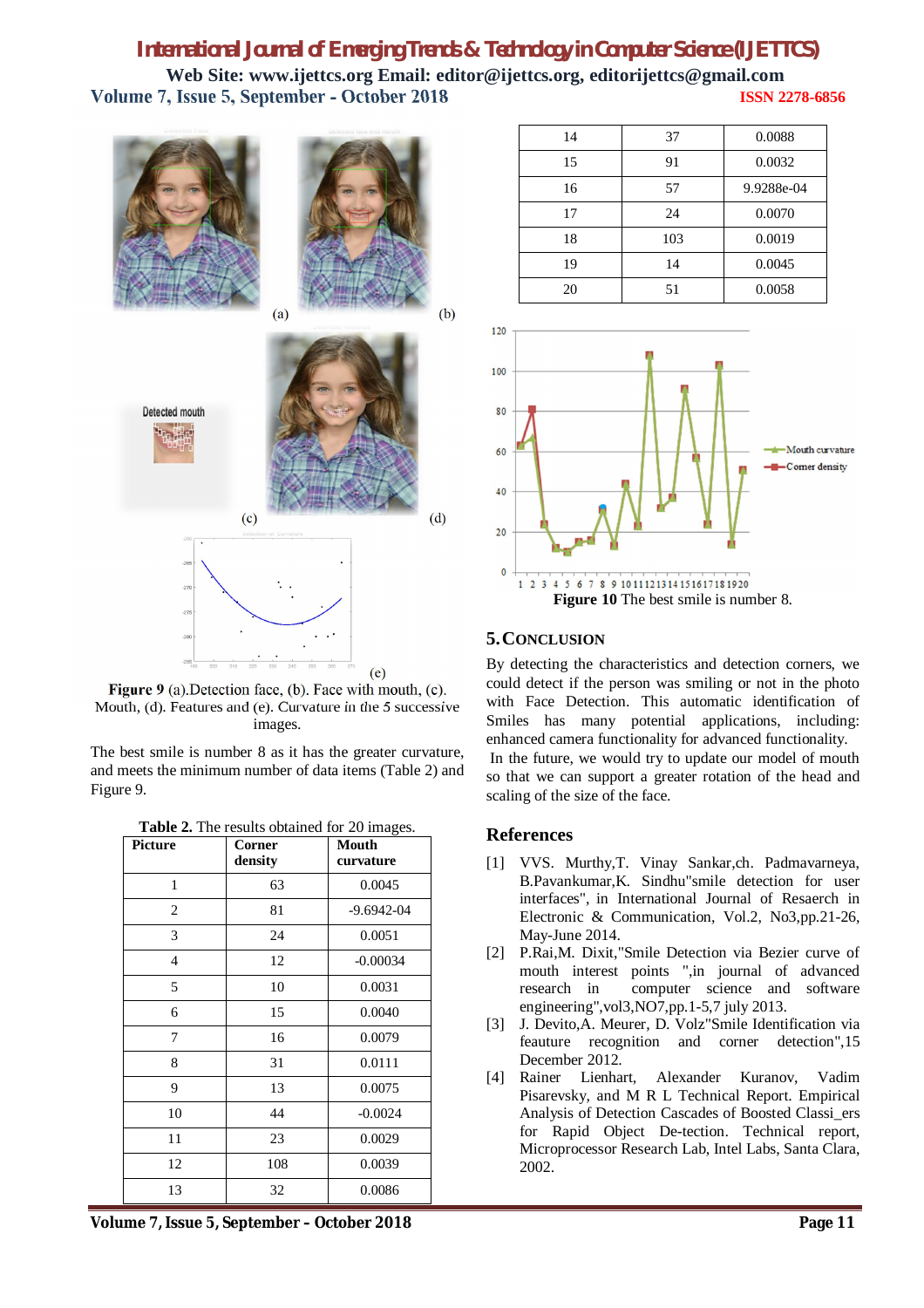Figure 9 (a).Detection face, (b). Face with mouth, (c). Mouth, (d). Features and (e). Curvature in the 5 successive images.

The best smile is number 8 as it has the greater curvature, and meets the minimum number of data items (Table 2) and Figure 9.

**Table 2.** The results obtained for 20 images.

| Picture | Corner density | Mouth curvature |
|---|---|---|
| 1 | 63 | 0.0045 |
| 2 | 81 | -9.6942-04 |
| 3 | 24 | 0.0051 |
| 4 | 12 | -0.00034 |
| 5 | 10 | 0.0031 |
| 6 | 15 | 0.0040 |
| 7 | 16 | 0.0079 |
| 8 | 31 | 0.0111 |
| 9 | 13 | 0.0075 |
| 10 | 44 | -0.0024 |
| 11 | 23 | 0.0029 |
| 12 | 108 | 0.0039 |
| 13 | 32 | 0.0086 |
| 14 | 37 | 0.0088 |
| 15 | 91 | 0.0032 |
| 16 | 57 | 9.9288e-04 |
| 17 | 24 | 0.0070 |
| 18 | 103 | 0.0019 |
| 19 | 14 | 0.0045 |
| 20 | 51 | 0.0058 |

**Figure 10** The best smile is number 8.

## 5. Conclusion

By detecting the characteristics and detection corners, we could detect if the person was smiling or not in the photo with Face Detection. This automatic identification of Smiles has many potential applications, including: enhanced camera functionality for advanced functionality.

In the future, we would try to update our model of mouth so that we can support a greater rotation of the head and scaling of the size of the face.

## References

[1] VVS. Murthy,T. Vinay Sankar,ch. Padmavarneya, B.Pavankumar,K. Sindhu"smile detection for user interfaces", in International Journal of Resaerch in Electronic & Communication, Vol.2, No3,pp.21-26, May-June 2014.

[2] P.Rai,M. Dixit,"Smile Detection via Bezier curve of mouth interest points ",in journal of advanced research in computer science and software engineering",vol3,NO7,pp.1-5,7 july 2013.

[3] J. Devito,A. Meurer, D. Volz"Smile Identification via feauture recognition and corner detection",15 December 2012.

[4] Rainer Lienhart, Alexander Kuranov, Vadim Pisarevsky, and M R L Technical Report. Empirical Analysis of Detection Cascades of Boosted Classi_ers for Rapid Object De-tection. Technical report, Microprocessor Research Lab, Intel Labs, Santa Clara, 2002.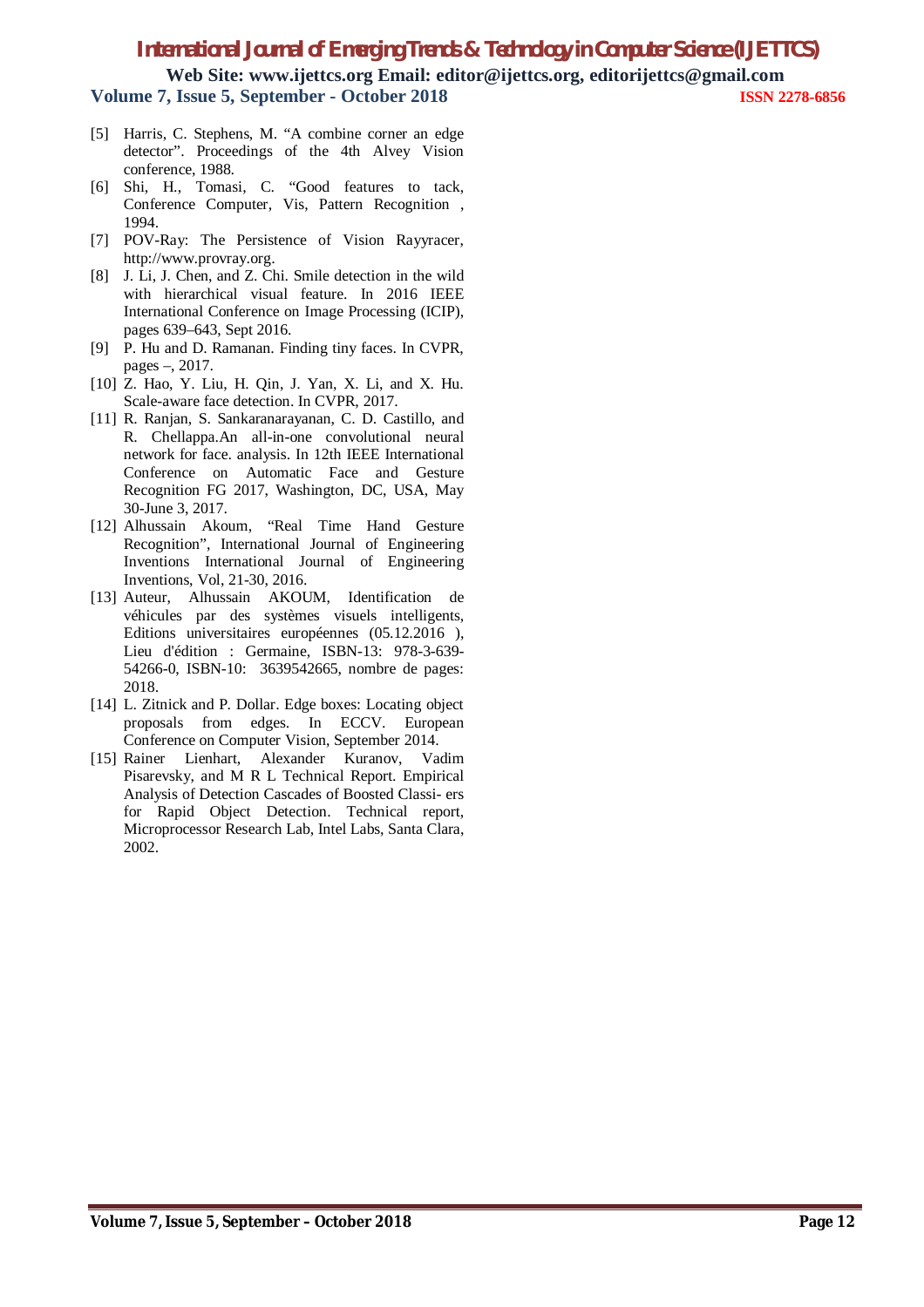[5] Harris, C. Stephens, M. “A combine corner an edge detector”. Proceedings of the 4th Alvey Vision conference, 1988.

[6] Shi, H., Tomasi, C. “Good features to tack, Conference Computer, Vis, Pattern Recognition , 1994.

[7] POV-Ray: The Persistence of Vision Rayyracer, http://www.provray.org.

[8] J. Li, J. Chen, and Z. Chi. Smile detection in the wild with hierarchical visual feature. In 2016 IEEE International Conference on Image Processing (ICIP), pages 639–643, Sept 2016.

[9] P. Hu and D. Ramanan. Finding tiny faces. In CVPR, pages –, 2017.

[10] Z. Hao, Y. Liu, H. Qin, J. Yan, X. Li, and X. Hu. Scale-aware face detection. In CVPR, 2017.

[11] R. Ranjan, S. Sankaranarayanan, C. D. Castillo, and R. Chellappa.An all-in-one convolutional neural network for face. analysis. In 12th IEEE International Conference on Automatic Face and Gesture Recognition FG 2017, Washington, DC, USA, May 30-June 3, 2017.

[12] Alhussain Akoum, “Real Time Hand Gesture Recognition”, International Journal of Engineering Inventions International Journal of Engineering Inventions, Vol, 21-30, 2016.

[13] Auteur, Alhussain AKOUM, Identification de véhicules par des systèmes visuels intelligents, Editions universitaires européennes (05.12.2016 ), Lieu d'édition : Germaine, ISBN-13: 978-3-639-54266-0, ISBN-10: 3639542665, nombre de pages: 2018.

[14] L. Zitnick and P. Dollar. Edge boxes: Locating object proposals from edges. In ECCV. European Conference on Computer Vision, September 2014.

[15] Rainer Lienhart, Alexander Kuranov, Vadim Pisarevsky, and M R L Technical Report. Empirical Analysis of Detection Cascades of Boosted Classi- ers for Rapid Object Detection. Technical report, Microprocessor Research Lab, Intel Labs, Santa Clara, 2002.